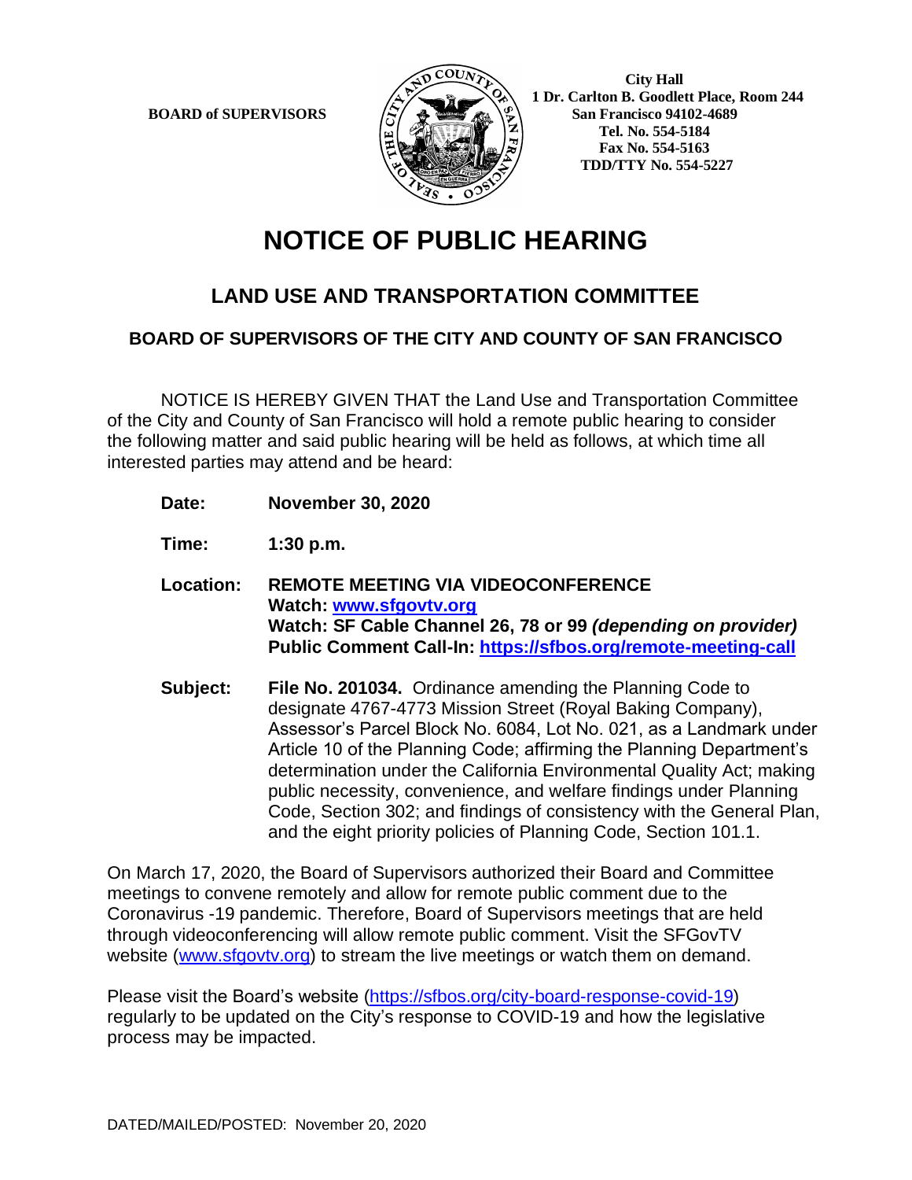**BOARD of SUPERVISORS**

**City Hall**
**1 Dr. Carlton B. Goodlett Place, Room 244**
**San Francisco 94102-4689**
**Tel. No. 554-5184**
**Fax No. 554-5163**
**TDD/TTY No. 554-5227**

# NOTICE OF PUBLIC HEARING

## LAND USE AND TRANSPORTATION COMMITTEE

### BOARD OF SUPERVISORS OF THE CITY AND COUNTY OF SAN FRANCISCO

NOTICE IS HEREBY GIVEN THAT the Land Use and Transportation Committee of the City and County of San Francisco will hold a remote public hearing to consider the following matter and said public hearing will be held as follows, at which time all interested parties may attend and be heard:

**Date:** **November 30, 2020**

**Time:** **1:30 p.m.**

**Location:** **REMOTE MEETING VIA VIDEOCONFERENCE**
**Watch: www.sfgovtv.org**
**Watch: SF Cable Channel 26, 78 or 99** ***(depending on provider)***
**Public Comment Call-In: https://sfbos.org/remote-meeting-call**

**Subject:** **File No. 201034.** Ordinance amending the Planning Code to designate 4767-4773 Mission Street (Royal Baking Company), Assessor's Parcel Block No. 6084, Lot No. 021, as a Landmark under Article 10 of the Planning Code; affirming the Planning Department's determination under the California Environmental Quality Act; making public necessity, convenience, and welfare findings under Planning Code, Section 302; and findings of consistency with the General Plan, and the eight priority policies of Planning Code, Section 101.1.

On March 17, 2020, the Board of Supervisors authorized their Board and Committee meetings to convene remotely and allow for remote public comment due to the Coronavirus -19 pandemic. Therefore, Board of Supervisors meetings that are held through videoconferencing will allow remote public comment. Visit the SFGovTV website (www.sfgovtv.org) to stream the live meetings or watch them on demand.

Please visit the Board's website (https://sfbos.org/city-board-response-covid-19) regularly to be updated on the City's response to COVID-19 and how the legislative process may be impacted.

DATED/MAILED/POSTED: November 20, 2020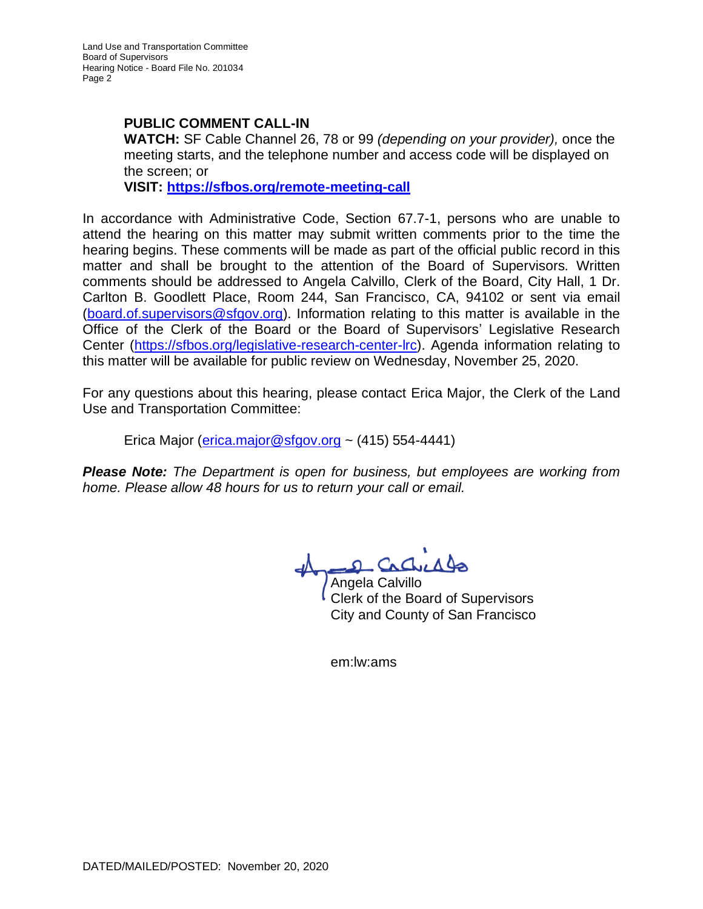**PUBLIC COMMENT CALL-IN**
**WATCH:** SF Cable Channel 26, 78 or 99 *(depending on your provider),* once the meeting starts, and the telephone number and access code will be displayed on the screen; or
**VISIT:** **https://sfbos.org/remote-meeting-call**

In accordance with Administrative Code, Section 67.7-1, persons who are unable to attend the hearing on this matter may submit written comments prior to the time the hearing begins. These comments will be made as part of the official public record in this matter and shall be brought to the attention of the Board of Supervisors. Written comments should be addressed to Angela Calvillo, Clerk of the Board, City Hall, 1 Dr. Carlton B. Goodlett Place, Room 244, San Francisco, CA, 94102 or sent via email (board.of.supervisors@sfgov.org). Information relating to this matter is available in the Office of the Clerk of the Board or the Board of Supervisors' Legislative Research Center (https://sfbos.org/legislative-research-center-lrc). Agenda information relating to this matter will be available for public review on Wednesday, November 25, 2020.

For any questions about this hearing, please contact Erica Major, the Clerk of the Land Use and Transportation Committee:

Erica Major (erica.major@sfgov.org ~ (415) 554-4441)

***Please Note:*** *The Department is open for business, but employees are working from home. Please allow 48 hours for us to return your call or email.*

Angela Calvillo
Clerk of the Board of Supervisors
City and County of San Francisco

em:lw:ams

DATED/MAILED/POSTED: November 20, 2020